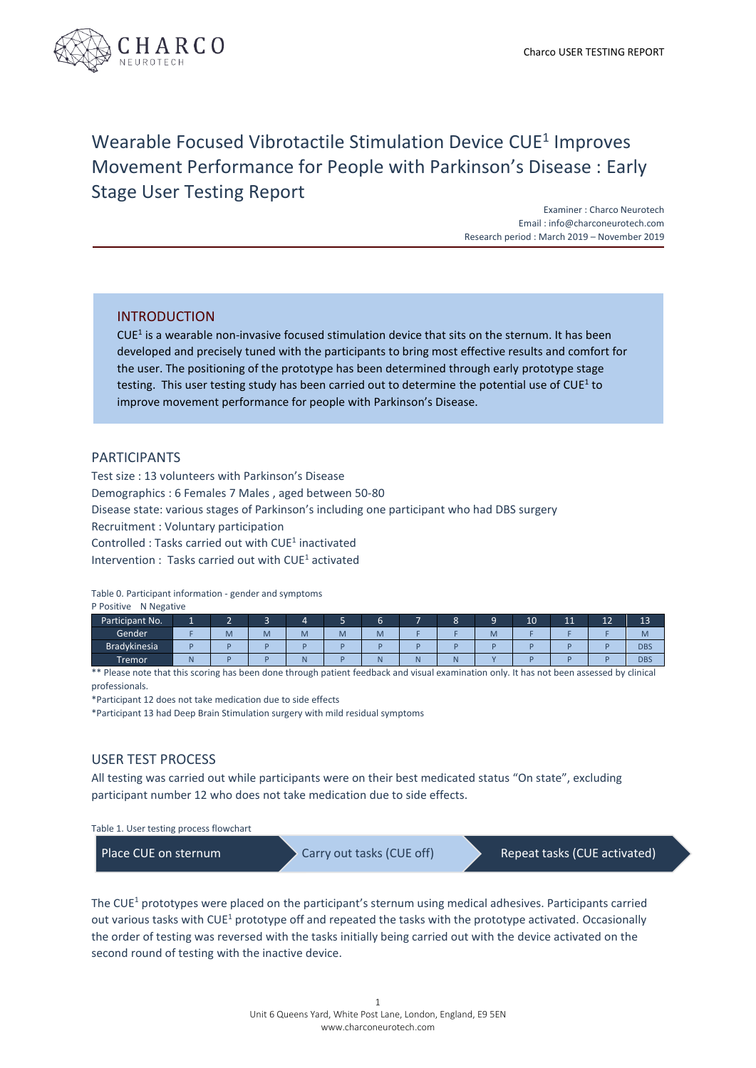# Wearable Focused Vibrotactile Stimulation Device CUE[1] Improves Movement Performance for People with Parkinson's Disease : Early Stage User Testing Report

Examiner : Charco Neurotech
Email : info@charconeurotech.com
Research period : March 2019 – November 2019

## INTRODUCTION

CUE[1] is a wearable non-invasive focused stimulation device that sits on the sternum. It has been developed and precisely tuned with the participants to bring most effective results and comfort for the user. The positioning of the prototype has been determined through early prototype stage testing. This user testing study has been carried out to determine the potential use of CUE[1] to improve movement performance for people with Parkinson's Disease.

## PARTICIPANTS

Test size : 13 volunteers with Parkinson's Disease
Demographics : 6 Females 7 Males , aged between 50-80
Disease state: various stages of Parkinson's including one participant who had DBS surgery
Recruitment : Voluntary participation
Controlled : Tasks carried out with CUE[1] inactivated
Intervention : Tasks carried out with CUE[1] activated

Table 0. Participant information - gender and symptoms
P Positive N Negative

| Participant No. | 1 | 2 | 3 | 4 | 5 | 6 | 7 | 8 | 9 | 10 | 11 | 12 | 13 |
|---|---|---|---|---|---|---|---|---|---|---|---|---|---|
| Gender | F | M | M | M | M | M | F | F | M | F | F | F | M |
| Bradykinesia | P | P | P | P | P | P | P | P | P | P | P | P | DBS |
| Tremor | N | P | P | N | P | N | N | N | Y | P | P | P | DBS |

** Please note that this scoring has been done through patient feedback and visual examination only. It has not been assessed by clinical professionals.

*Participant 12 does not take medication due to side effects

*Participant 13 had Deep Brain Stimulation surgery with mild residual symptoms

## USER TEST PROCESS

All testing was carried out while participants were on their best medicated status "On state", excluding participant number 12 who does not take medication due to side effects.

Table 1. User testing process flowchart

Place CUE on sternum → Carry out tasks (CUE off) → Repeat tasks (CUE activated)

The CUE[1] prototypes were placed on the participant's sternum using medical adhesives. Participants carried out various tasks with CUE[1] prototype off and repeated the tasks with the prototype activated. Occasionally the order of testing was reversed with the tasks initially being carried out with the device activated on the second round of testing with the inactive device.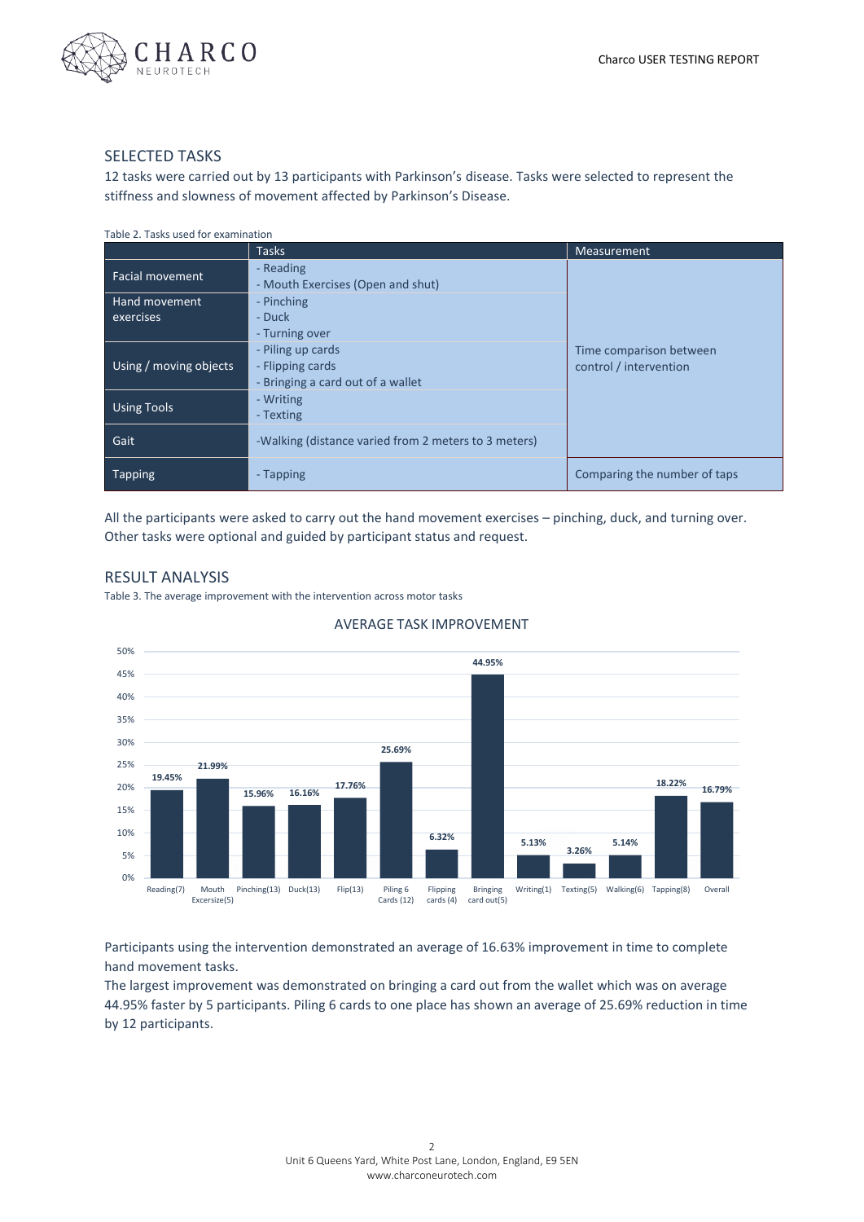## SELECTED TASKS

12 tasks were carried out by 13 participants with Parkinson's disease. Tasks were selected to represent the stiffness and slowness of movement affected by Parkinson's Disease.

Table 2. Tasks used for examination

| | Tasks | Measurement |
|---|---|---|
| Facial movement | - Reading<br>- Mouth Exercises (Open and shut) | Time comparison between control / intervention |
| Hand movement exercises | - Pinching<br>- Duck<br>- Turning over | |
| Using / moving objects | - Piling up cards<br>- Flipping cards<br>- Bringing a card out of a wallet | |
| Using Tools | - Writing<br>- Texting | |
| Gait | -Walking (distance varied from 2 meters to 3 meters) | |
| Tapping | - Tapping | Comparing the number of taps |

All the participants were asked to carry out the hand movement exercises – pinching, duck, and turning over. Other tasks were optional and guided by participant status and request.

## RESULT ANALYSIS

Table 3. The average improvement with the intervention across motor tasks

AVERAGE TASK IMPROVEMENT

| Task | Average improvement |
|---|---|
| Reading(7) | 19.45% |
| Mouth Excersize(5) | 21.99% |
| Pinching(13) | 15.96% |
| Duck(13) | 16.16% |
| Flip(13) | 17.76% |
| Piling 6 Cards (12) | 25.69% |
| Flipping cards (4) | 6.32% |
| Bringing card out(5) | 44.95% |
| Writing(1) | 5.13% |
| Texting(5) | 3.26% |
| Walking(6) | 5.14% |
| Tapping(8) | 18.22% |
| Overall | 16.79% |

Participants using the intervention demonstrated an average of 16.63% improvement in time to complete hand movement tasks.

The largest improvement was demonstrated on bringing a card out from the wallet which was on average 44.95% faster by 5 participants. Piling 6 cards to one place has shown an average of 25.69% reduction in time by 12 participants.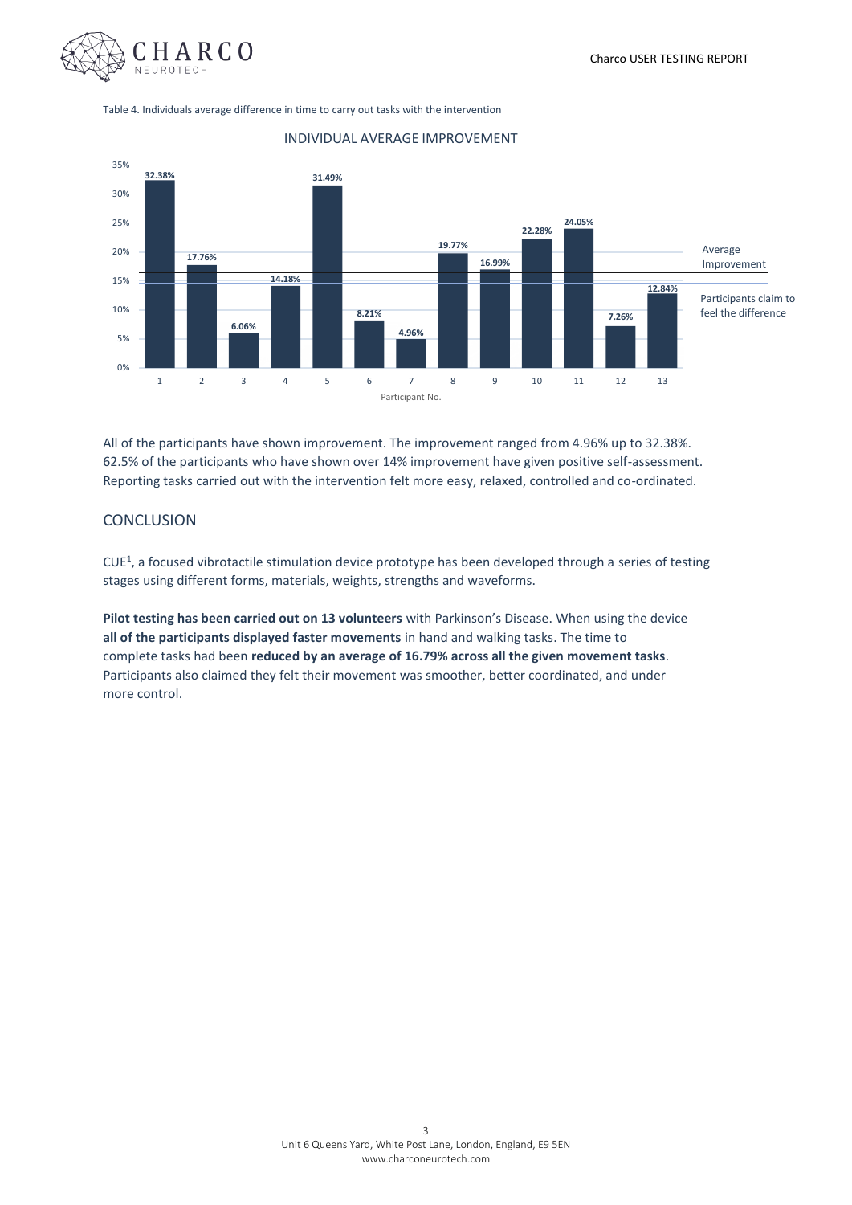Table 4. Individuals average difference in time to carry out tasks with the intervention

INDIVIDUAL AVERAGE IMPROVEMENT

35%
30%
25%
20%
15%
10%
5%
0%

32.38%
17.76%
6.06%
14.18%
31.49%
8.21%
4.96%
19.77%
16.99%
22.28%
24.05%
7.26%
12.84%

1 2 3 4 5 6 7 8 9 10 11 12 13

Participant No.

Average Improvement

Participants claim to feel the difference

All of the participants have shown improvement. The improvement ranged from 4.96% up to 32.38%. 62.5% of the participants who have shown over 14% improvement have given positive self-assessment. Reporting tasks carried out with the intervention felt more easy, relaxed, controlled and co-ordinated.

## CONCLUSION

CUE[1], a focused vibrotactile stimulation device prototype has been developed through a series of testing stages using different forms, materials, weights, strengths and waveforms.

**Pilot testing has been carried out on 13 volunteers** with Parkinson's Disease. When using the device **all of the participants displayed faster movements** in hand and walking tasks. The time to complete tasks had been **reduced by an average of 16.79% across all the given movement tasks**. Participants also claimed they felt their movement was smoother, better coordinated, and under more control.